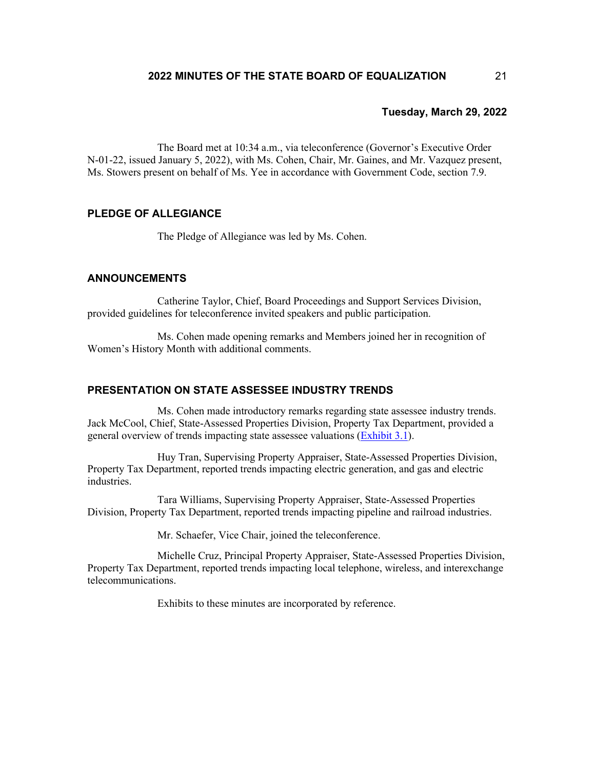**Tuesday, March 29, 2022**

The Board met at 10:34 a.m., via teleconference (Governor's Executive Order N-01-22, issued January 5, 2022), with Ms. Cohen, Chair, Mr. Gaines, and Mr. Vazquez present, Ms. Stowers present on behalf of Ms. Yee in accordance with Government Code, section 7.9.

## PLEDGE OF ALLEGIANCE

The Pledge of Allegiance was led by Ms. Cohen.

## ANNOUNCEMENTS

Catherine Taylor, Chief, Board Proceedings and Support Services Division, provided guidelines for teleconference invited speakers and public participation.

Ms. Cohen made opening remarks and Members joined her in recognition of Women's History Month with additional comments.

## PRESENTATION ON STATE ASSESSEE INDUSTRY TRENDS

Ms. Cohen made introductory remarks regarding state assessee industry trends. Jack McCool, Chief, State-Assessed Properties Division, Property Tax Department, provided a general overview of trends impacting state assessee valuations (Exhibit 3.1).

Huy Tran, Supervising Property Appraiser, State-Assessed Properties Division, Property Tax Department, reported trends impacting electric generation, and gas and electric industries.

Tara Williams, Supervising Property Appraiser, State-Assessed Properties Division, Property Tax Department, reported trends impacting pipeline and railroad industries.

Mr. Schaefer, Vice Chair, joined the teleconference.

Michelle Cruz, Principal Property Appraiser, State-Assessed Properties Division, Property Tax Department, reported trends impacting local telephone, wireless, and interexchange telecommunications.

Exhibits to these minutes are incorporated by reference.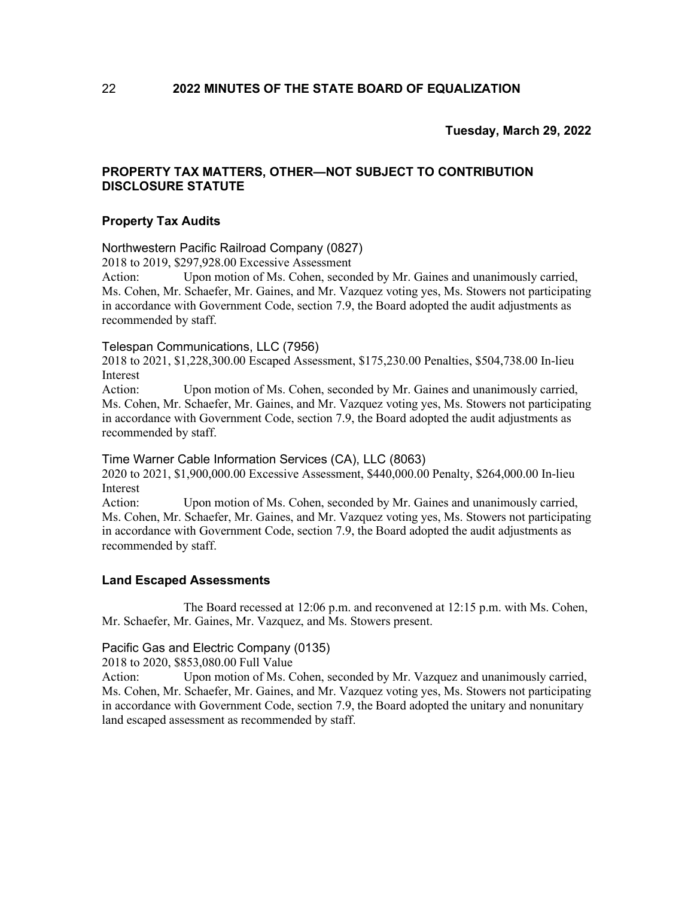**Tuesday, March 29, 2022**

## PROPERTY TAX MATTERS, OTHER—NOT SUBJECT TO CONTRIBUTION DISCLOSURE STATUTE

### Property Tax Audits

Northwestern Pacific Railroad Company (0827)

2018 to 2019, $297,928.00 Excessive Assessment

Action: Upon motion of Ms. Cohen, seconded by Mr. Gaines and unanimously carried, Ms. Cohen, Mr. Schaefer, Mr. Gaines, and Mr. Vazquez voting yes, Ms. Stowers not participating in accordance with Government Code, section 7.9, the Board adopted the audit adjustments as recommended by staff.

Telespan Communications, LLC (7956)

2018 to 2021, $1,228,300.00 Escaped Assessment, $175,230.00 Penalties, $504,738.00 In-lieu Interest

Action: Upon motion of Ms. Cohen, seconded by Mr. Gaines and unanimously carried, Ms. Cohen, Mr. Schaefer, Mr. Gaines, and Mr. Vazquez voting yes, Ms. Stowers not participating in accordance with Government Code, section 7.9, the Board adopted the audit adjustments as recommended by staff.

Time Warner Cable Information Services (CA), LLC (8063)

2020 to 2021, $1,900,000.00 Excessive Assessment, $440,000.00 Penalty, $264,000.00 In-lieu Interest

Action: Upon motion of Ms. Cohen, seconded by Mr. Gaines and unanimously carried, Ms. Cohen, Mr. Schaefer, Mr. Gaines, and Mr. Vazquez voting yes, Ms. Stowers not participating in accordance with Government Code, section 7.9, the Board adopted the audit adjustments as recommended by staff.

### Land Escaped Assessments

The Board recessed at 12:06 p.m. and reconvened at 12:15 p.m. with Ms. Cohen, Mr. Schaefer, Mr. Gaines, Mr. Vazquez, and Ms. Stowers present.

Pacific Gas and Electric Company (0135)

2018 to 2020, $853,080.00 Full Value

Action: Upon motion of Ms. Cohen, seconded by Mr. Vazquez and unanimously carried, Ms. Cohen, Mr. Schaefer, Mr. Gaines, and Mr. Vazquez voting yes, Ms. Stowers not participating in accordance with Government Code, section 7.9, the Board adopted the unitary and nonunitary land escaped assessment as recommended by staff.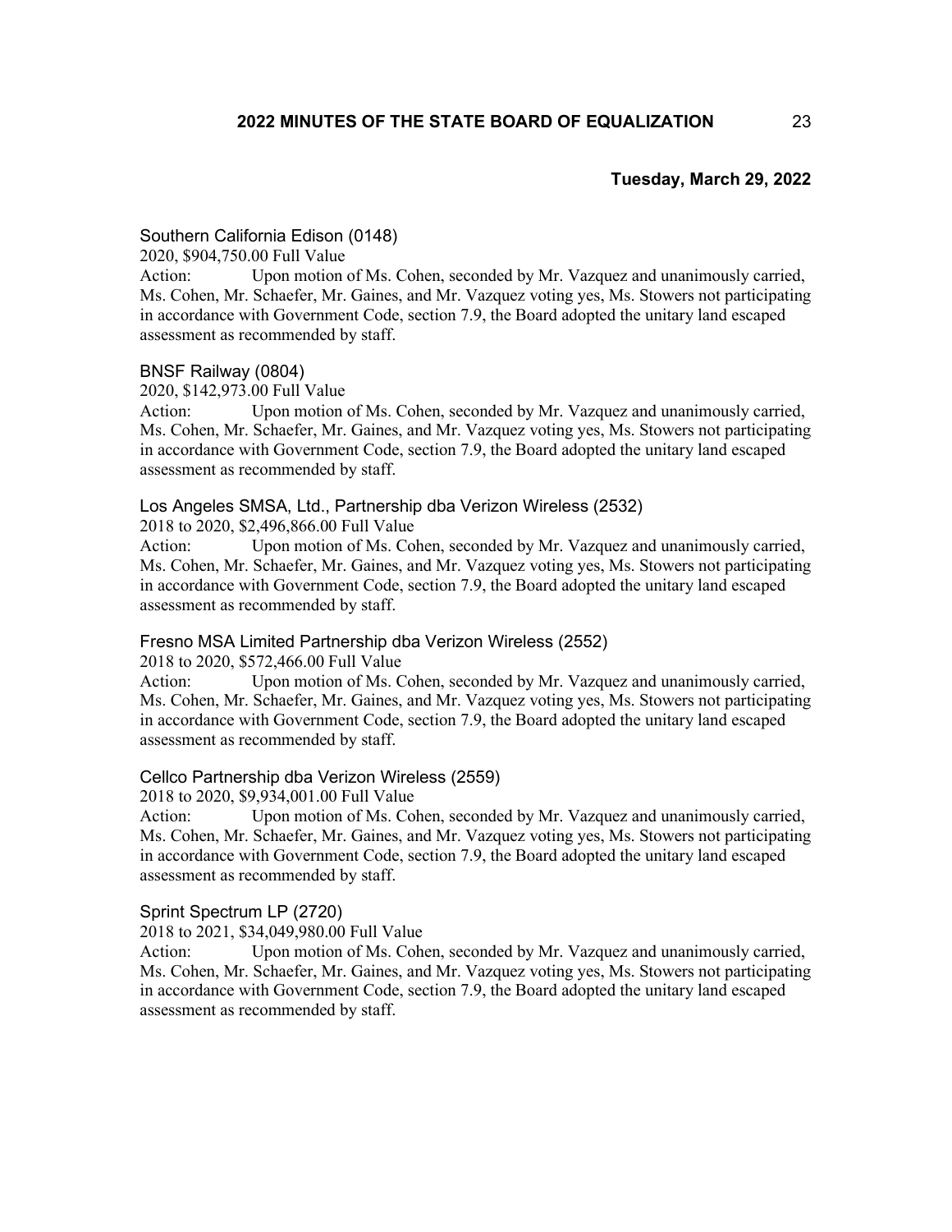**Tuesday, March 29, 2022**

Southern California Edison (0148)

2020, $904,750.00 Full Value

Action: Upon motion of Ms. Cohen, seconded by Mr. Vazquez and unanimously carried, Ms. Cohen, Mr. Schaefer, Mr. Gaines, and Mr. Vazquez voting yes, Ms. Stowers not participating in accordance with Government Code, section 7.9, the Board adopted the unitary land escaped assessment as recommended by staff.

BNSF Railway (0804)

2020, $142,973.00 Full Value

Action: Upon motion of Ms. Cohen, seconded by Mr. Vazquez and unanimously carried, Ms. Cohen, Mr. Schaefer, Mr. Gaines, and Mr. Vazquez voting yes, Ms. Stowers not participating in accordance with Government Code, section 7.9, the Board adopted the unitary land escaped assessment as recommended by staff.

Los Angeles SMSA, Ltd., Partnership dba Verizon Wireless (2532)

2018 to 2020, $2,496,866.00 Full Value

Action: Upon motion of Ms. Cohen, seconded by Mr. Vazquez and unanimously carried, Ms. Cohen, Mr. Schaefer, Mr. Gaines, and Mr. Vazquez voting yes, Ms. Stowers not participating in accordance with Government Code, section 7.9, the Board adopted the unitary land escaped assessment as recommended by staff.

Fresno MSA Limited Partnership dba Verizon Wireless (2552)

2018 to 2020, $572,466.00 Full Value

Action: Upon motion of Ms. Cohen, seconded by Mr. Vazquez and unanimously carried, Ms. Cohen, Mr. Schaefer, Mr. Gaines, and Mr. Vazquez voting yes, Ms. Stowers not participating in accordance with Government Code, section 7.9, the Board adopted the unitary land escaped assessment as recommended by staff.

Cellco Partnership dba Verizon Wireless (2559)

2018 to 2020, $9,934,001.00 Full Value

Action: Upon motion of Ms. Cohen, seconded by Mr. Vazquez and unanimously carried, Ms. Cohen, Mr. Schaefer, Mr. Gaines, and Mr. Vazquez voting yes, Ms. Stowers not participating in accordance with Government Code, section 7.9, the Board adopted the unitary land escaped assessment as recommended by staff.

Sprint Spectrum LP (2720)

2018 to 2021, $34,049,980.00 Full Value

Action: Upon motion of Ms. Cohen, seconded by Mr. Vazquez and unanimously carried, Ms. Cohen, Mr. Schaefer, Mr. Gaines, and Mr. Vazquez voting yes, Ms. Stowers not participating in accordance with Government Code, section 7.9, the Board adopted the unitary land escaped assessment as recommended by staff.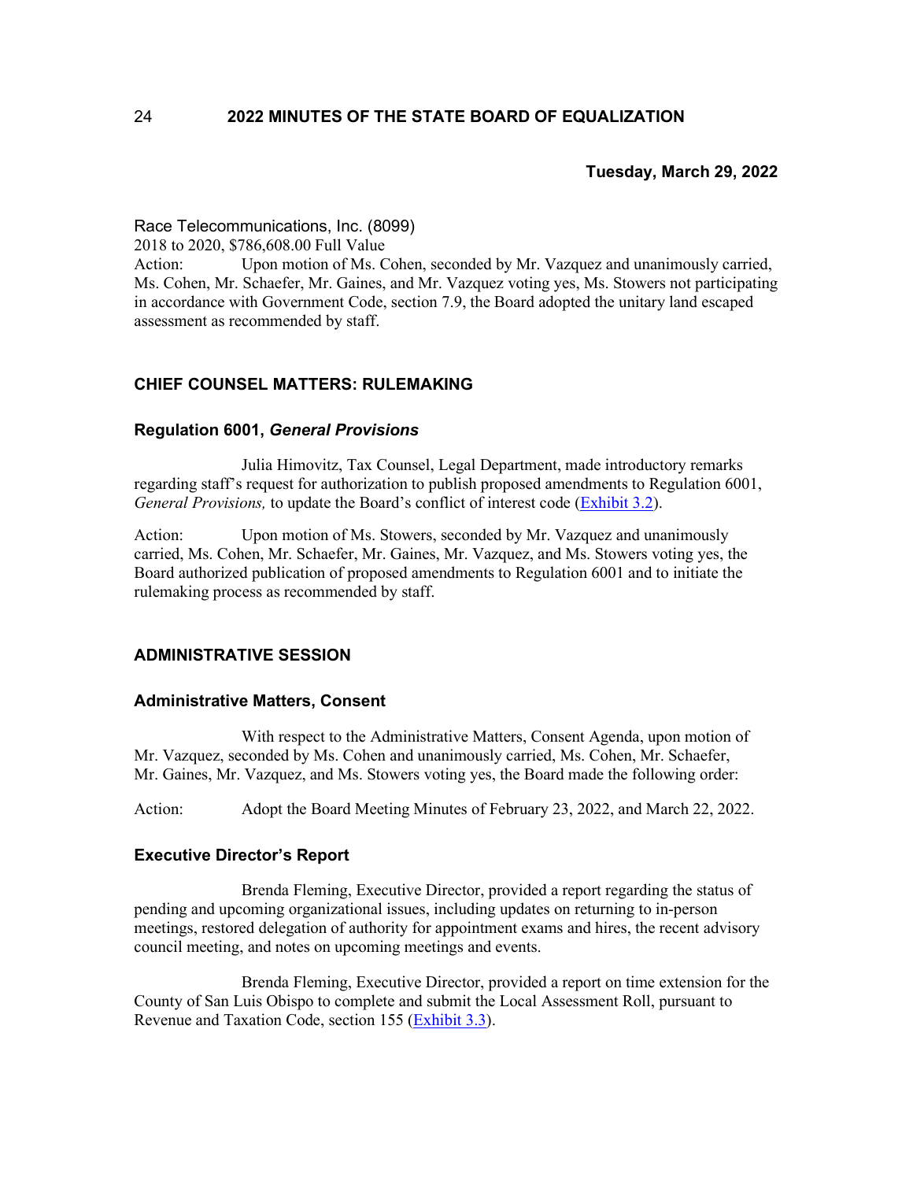**Tuesday, March 29, 2022**

Race Telecommunications, Inc. (8099)
2018 to 2020, $786,608.00 Full Value
Action: Upon motion of Ms. Cohen, seconded by Mr. Vazquez and unanimously carried, Ms. Cohen, Mr. Schaefer, Mr. Gaines, and Mr. Vazquez voting yes, Ms. Stowers not participating in accordance with Government Code, section 7.9, the Board adopted the unitary land escaped assessment as recommended by staff.

## CHIEF COUNSEL MATTERS: RULEMAKING

### Regulation 6001, *General Provisions*

Julia Himovitz, Tax Counsel, Legal Department, made introductory remarks regarding staff's request for authorization to publish proposed amendments to Regulation 6001, *General Provisions,* to update the Board's conflict of interest code (Exhibit 3.2).

Action: Upon motion of Ms. Stowers, seconded by Mr. Vazquez and unanimously carried, Ms. Cohen, Mr. Schaefer, Mr. Gaines, Mr. Vazquez, and Ms. Stowers voting yes, the Board authorized publication of proposed amendments to Regulation 6001 and to initiate the rulemaking process as recommended by staff.

## ADMINISTRATIVE SESSION

### Administrative Matters, Consent

With respect to the Administrative Matters, Consent Agenda, upon motion of Mr. Vazquez, seconded by Ms. Cohen and unanimously carried, Ms. Cohen, Mr. Schaefer, Mr. Gaines, Mr. Vazquez, and Ms. Stowers voting yes, the Board made the following order:

Action: Adopt the Board Meeting Minutes of February 23, 2022, and March 22, 2022.

### Executive Director's Report

Brenda Fleming, Executive Director, provided a report regarding the status of pending and upcoming organizational issues, including updates on returning to in-person meetings, restored delegation of authority for appointment exams and hires, the recent advisory council meeting, and notes on upcoming meetings and events.

Brenda Fleming, Executive Director, provided a report on time extension for the County of San Luis Obispo to complete and submit the Local Assessment Roll, pursuant to Revenue and Taxation Code, section 155 (Exhibit 3.3).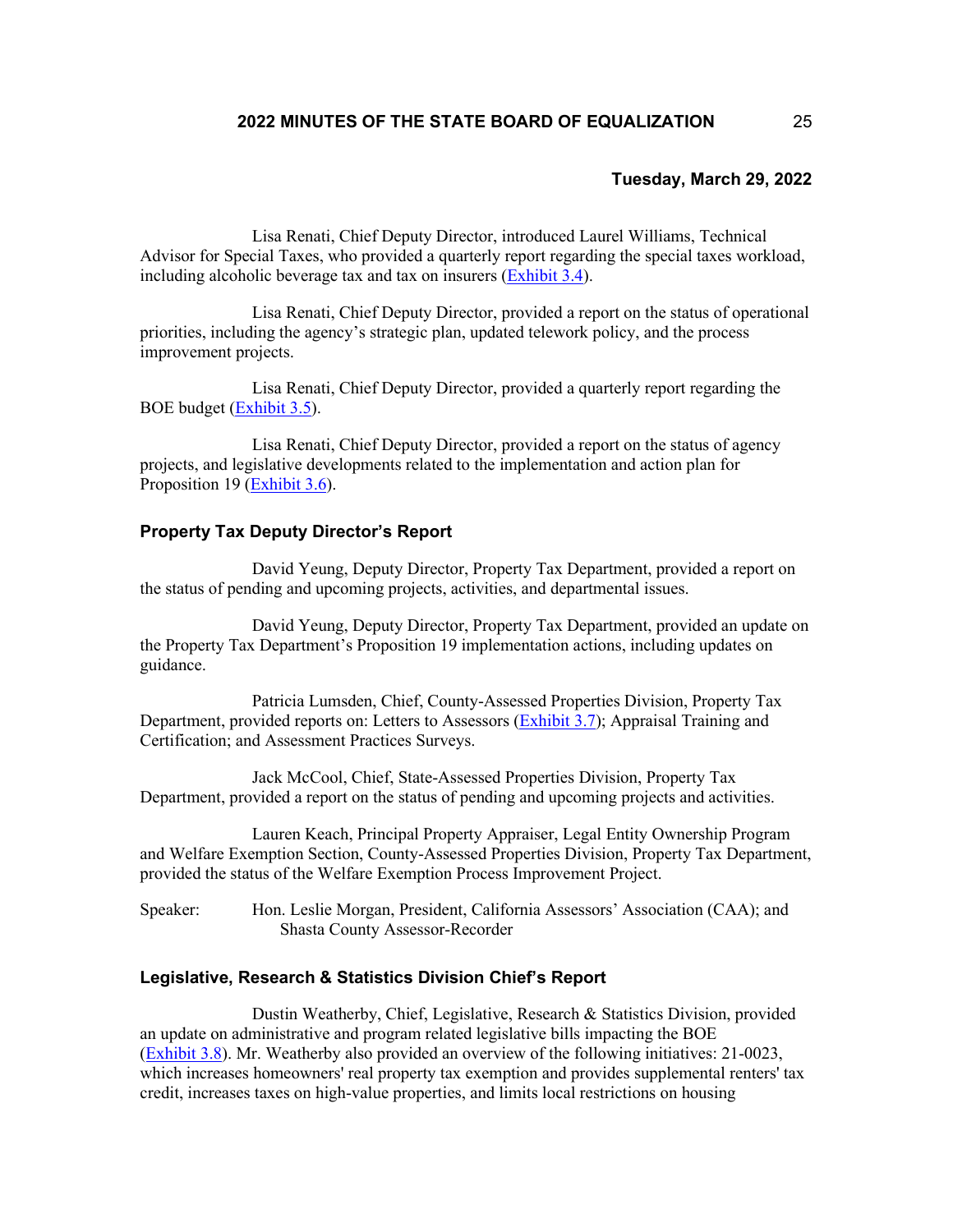**Tuesday, March 29, 2022**

Lisa Renati, Chief Deputy Director, introduced Laurel Williams, Technical Advisor for Special Taxes, who provided a quarterly report regarding the special taxes workload, including alcoholic beverage tax and tax on insurers (Exhibit 3.4).

Lisa Renati, Chief Deputy Director, provided a report on the status of operational priorities, including the agency's strategic plan, updated telework policy, and the process improvement projects.

Lisa Renati, Chief Deputy Director, provided a quarterly report regarding the BOE budget (Exhibit 3.5).

Lisa Renati, Chief Deputy Director, provided a report on the status of agency projects, and legislative developments related to the implementation and action plan for Proposition 19 (Exhibit 3.6).

### Property Tax Deputy Director's Report

David Yeung, Deputy Director, Property Tax Department, provided a report on the status of pending and upcoming projects, activities, and departmental issues.

David Yeung, Deputy Director, Property Tax Department, provided an update on the Property Tax Department's Proposition 19 implementation actions, including updates on guidance.

Patricia Lumsden, Chief, County-Assessed Properties Division, Property Tax Department, provided reports on: Letters to Assessors (Exhibit 3.7); Appraisal Training and Certification; and Assessment Practices Surveys.

Jack McCool, Chief, State-Assessed Properties Division, Property Tax Department, provided a report on the status of pending and upcoming projects and activities.

Lauren Keach, Principal Property Appraiser, Legal Entity Ownership Program and Welfare Exemption Section, County-Assessed Properties Division, Property Tax Department, provided the status of the Welfare Exemption Process Improvement Project.

Speaker: Hon. Leslie Morgan, President, California Assessors' Association (CAA); and Shasta County Assessor-Recorder

### Legislative, Research & Statistics Division Chief's Report

Dustin Weatherby, Chief, Legislative, Research & Statistics Division, provided an update on administrative and program related legislative bills impacting the BOE (Exhibit 3.8). Mr. Weatherby also provided an overview of the following initiatives: 21-0023, which increases homeowners' real property tax exemption and provides supplemental renters' tax credit, increases taxes on high-value properties, and limits local restrictions on housing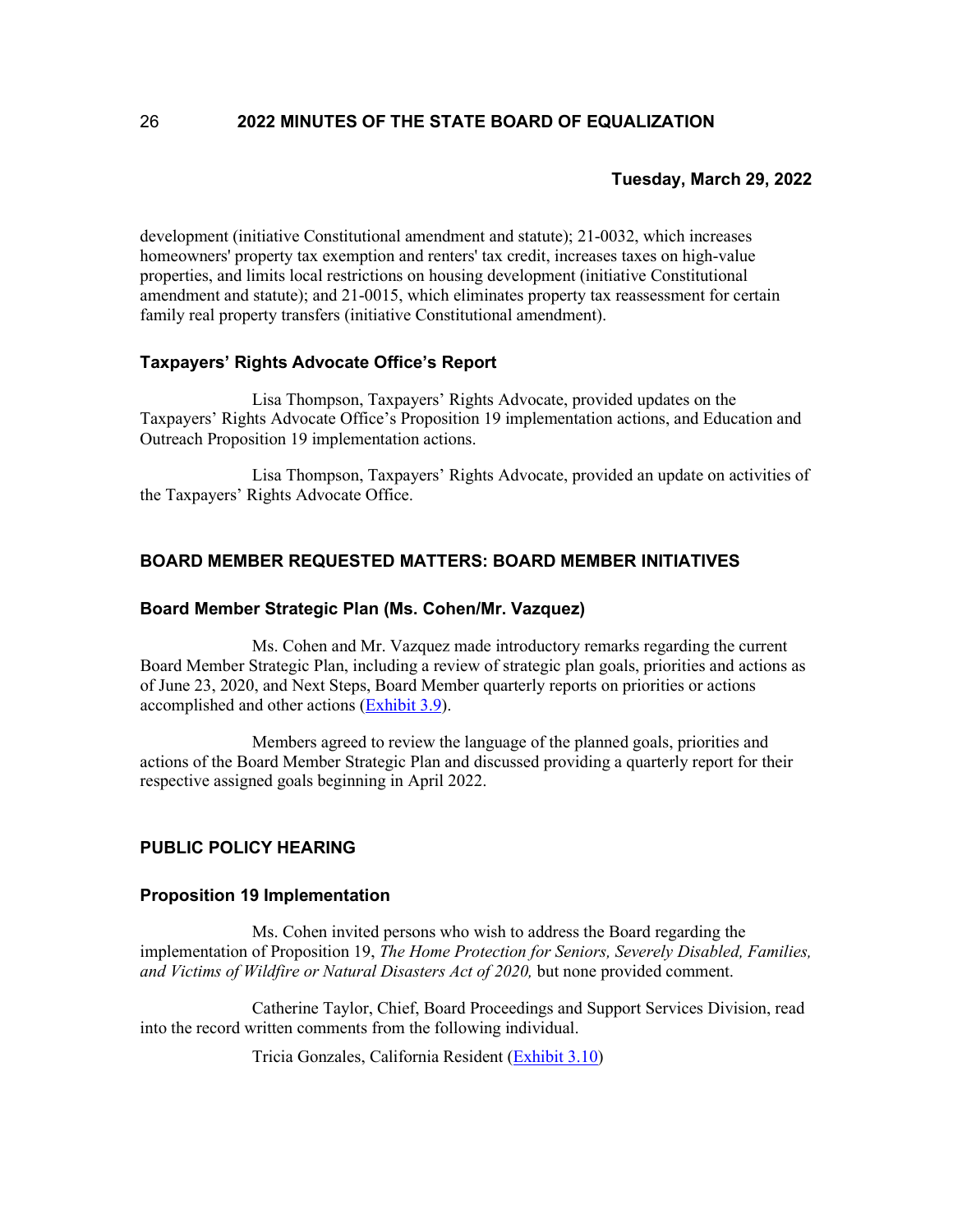**Tuesday, March 29, 2022**

development (initiative Constitutional amendment and statute); 21-0032, which increases homeowners' property tax exemption and renters' tax credit, increases taxes on high-value properties, and limits local restrictions on housing development (initiative Constitutional amendment and statute); and 21-0015, which eliminates property tax reassessment for certain family real property transfers (initiative Constitutional amendment).

### Taxpayers' Rights Advocate Office's Report

Lisa Thompson, Taxpayers' Rights Advocate, provided updates on the Taxpayers' Rights Advocate Office's Proposition 19 implementation actions, and Education and Outreach Proposition 19 implementation actions.

Lisa Thompson, Taxpayers' Rights Advocate, provided an update on activities of the Taxpayers' Rights Advocate Office.

## BOARD MEMBER REQUESTED MATTERS: BOARD MEMBER INITIATIVES

### Board Member Strategic Plan (Ms. Cohen/Mr. Vazquez)

Ms. Cohen and Mr. Vazquez made introductory remarks regarding the current Board Member Strategic Plan, including a review of strategic plan goals, priorities and actions as of June 23, 2020, and Next Steps, Board Member quarterly reports on priorities or actions accomplished and other actions (Exhibit 3.9).

Members agreed to review the language of the planned goals, priorities and actions of the Board Member Strategic Plan and discussed providing a quarterly report for their respective assigned goals beginning in April 2022.

## PUBLIC POLICY HEARING

### Proposition 19 Implementation

Ms. Cohen invited persons who wish to address the Board regarding the implementation of Proposition 19, *The Home Protection for Seniors, Severely Disabled, Families, and Victims of Wildfire or Natural Disasters Act of 2020,* but none provided comment.

Catherine Taylor, Chief, Board Proceedings and Support Services Division, read into the record written comments from the following individual.

Tricia Gonzales, California Resident (Exhibit 3.10)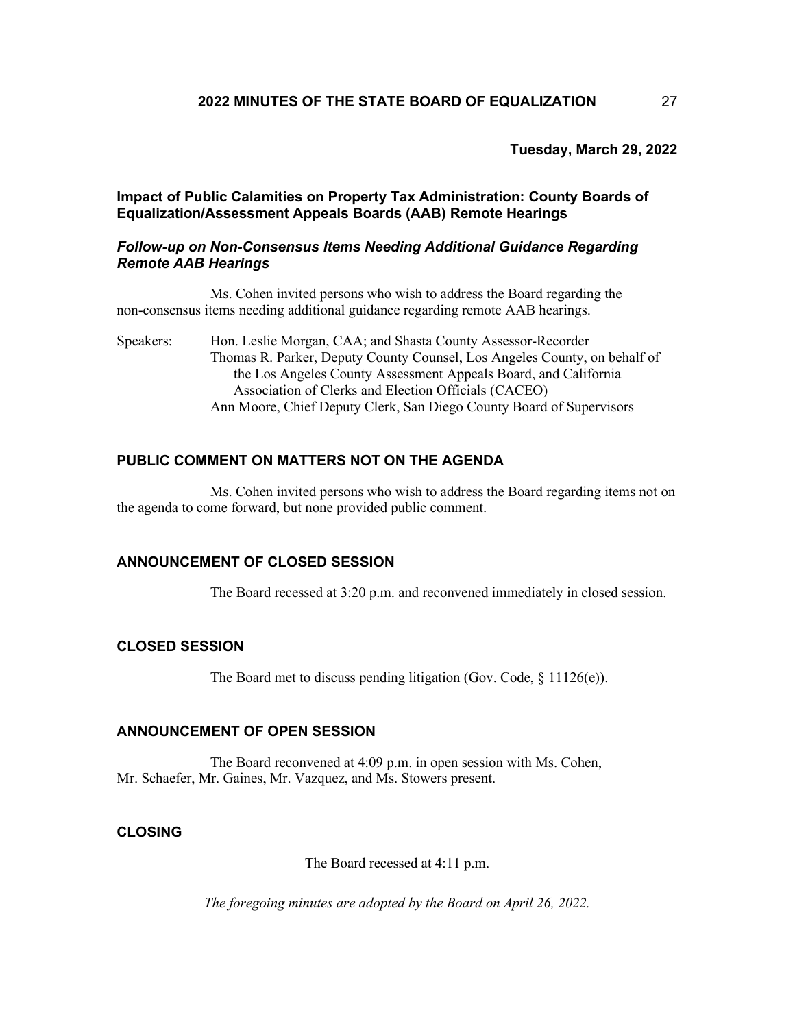**Tuesday, March 29, 2022**

### Impact of Public Calamities on Property Tax Administration: County Boards of Equalization/Assessment Appeals Boards (AAB) Remote Hearings

#### *Follow-up on Non-Consensus Items Needing Additional Guidance Regarding Remote AAB Hearings*

Ms. Cohen invited persons who wish to address the Board regarding the non-consensus items needing additional guidance regarding remote AAB hearings.

Speakers: Hon. Leslie Morgan, CAA; and Shasta County Assessor-Recorder
Thomas R. Parker, Deputy County Counsel, Los Angeles County, on behalf of the Los Angeles County Assessment Appeals Board, and California Association of Clerks and Election Officials (CACEO)
Ann Moore, Chief Deputy Clerk, San Diego County Board of Supervisors

### PUBLIC COMMENT ON MATTERS NOT ON THE AGENDA

Ms. Cohen invited persons who wish to address the Board regarding items not on the agenda to come forward, but none provided public comment.

### ANNOUNCEMENT OF CLOSED SESSION

The Board recessed at 3:20 p.m. and reconvened immediately in closed session.

### CLOSED SESSION

The Board met to discuss pending litigation (Gov. Code, § 11126(e)).

### ANNOUNCEMENT OF OPEN SESSION

The Board reconvened at 4:09 p.m. in open session with Ms. Cohen, Mr. Schaefer, Mr. Gaines, Mr. Vazquez, and Ms. Stowers present.

### CLOSING

The Board recessed at 4:11 p.m.

*The foregoing minutes are adopted by the Board on April 26, 2022.*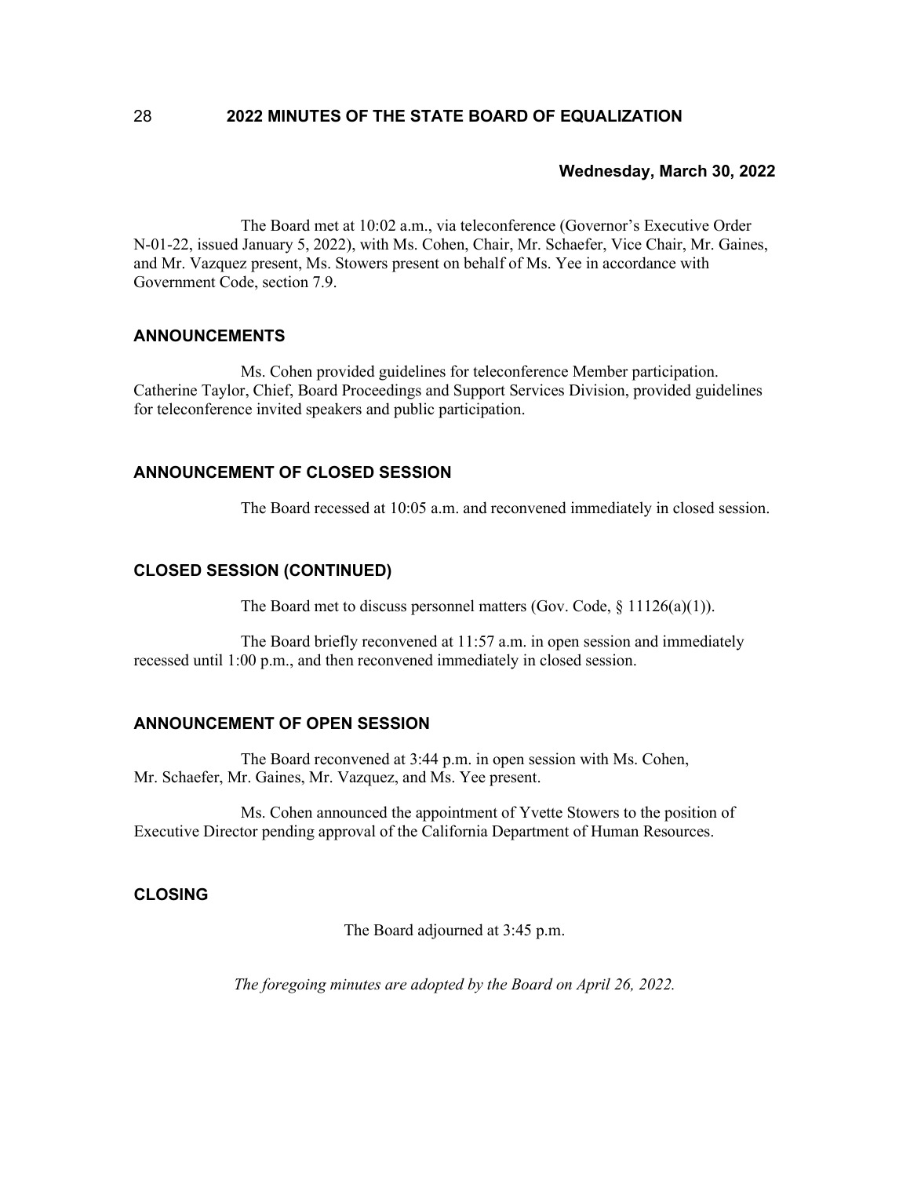**Wednesday, March 30, 2022**

The Board met at 10:02 a.m., via teleconference (Governor's Executive Order N-01-22, issued January 5, 2022), with Ms. Cohen, Chair, Mr. Schaefer, Vice Chair, Mr. Gaines, and Mr. Vazquez present, Ms. Stowers present on behalf of Ms. Yee in accordance with Government Code, section 7.9.

## ANNOUNCEMENTS

Ms. Cohen provided guidelines for teleconference Member participation. Catherine Taylor, Chief, Board Proceedings and Support Services Division, provided guidelines for teleconference invited speakers and public participation.

## ANNOUNCEMENT OF CLOSED SESSION

The Board recessed at 10:05 a.m. and reconvened immediately in closed session.

## CLOSED SESSION (CONTINUED)

The Board met to discuss personnel matters (Gov. Code, § 11126(a)(1)).

The Board briefly reconvened at 11:57 a.m. in open session and immediately recessed until 1:00 p.m., and then reconvened immediately in closed session.

## ANNOUNCEMENT OF OPEN SESSION

The Board reconvened at 3:44 p.m. in open session with Ms. Cohen, Mr. Schaefer, Mr. Gaines, Mr. Vazquez, and Ms. Yee present.

Ms. Cohen announced the appointment of Yvette Stowers to the position of Executive Director pending approval of the California Department of Human Resources.

## CLOSING

The Board adjourned at 3:45 p.m.

*The foregoing minutes are adopted by the Board on April 26, 2022.*